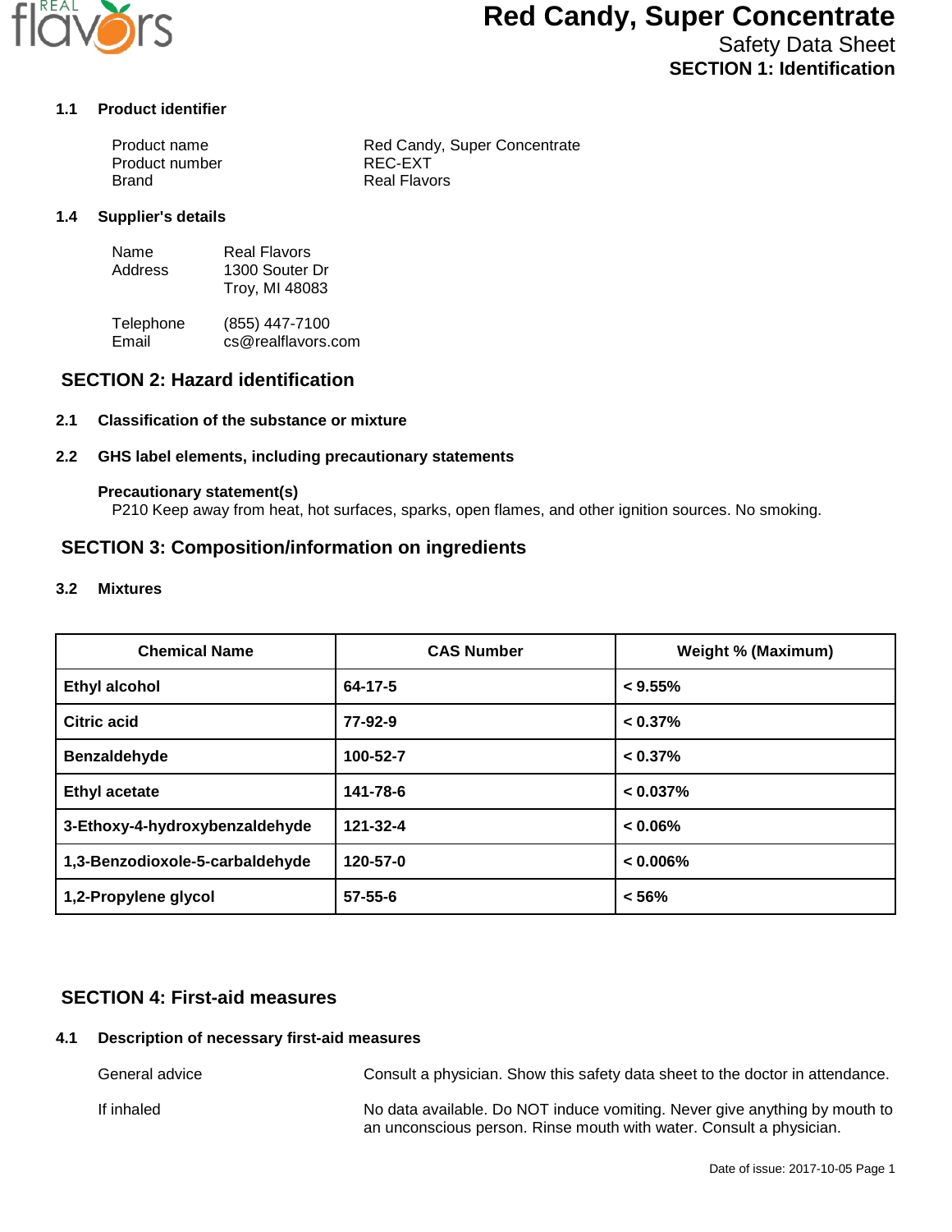# Red Candy, Super Concentrate

Safety Data Sheet

## SECTION 1: Identification

### 1.1 Product identifier

Product name: Red Candy, Super Concentrate
Product number: REC-EXT
Brand: Real Flavors

### 1.4 Supplier's details

Name: Real Flavors
Address: 1300 Souter Dr
Troy, MI 48083

Telephone: (855) 447-7100
Email: cs@realflavors.com

## SECTION 2: Hazard identification

### 2.1 Classification of the substance or mixture

### 2.2 GHS label elements, including precautionary statements

**Precautionary statement(s)**

P210 Keep away from heat, hot surfaces, sparks, open flames, and other ignition sources. No smoking.

## SECTION 3: Composition/information on ingredients

### 3.2 Mixtures

| Chemical Name | CAS Number | Weight % (Maximum) |
|---|---|---|
| **Ethyl alcohol** | **64-17-5** | **< 9.55%** |
| **Citric acid** | **77-92-9** | **< 0.37%** |
| **Benzaldehyde** | **100-52-7** | **< 0.37%** |
| **Ethyl acetate** | **141-78-6** | **< 0.037%** |
| **3-Ethoxy-4-hydroxybenzaldehyde** | **121-32-4** | **< 0.06%** |
| **1,3-Benzodioxole-5-carbaldehyde** | **120-57-0** | **< 0.006%** |
| **1,2-Propylene glycol** | **57-55-6** | **< 56%** |

## SECTION 4: First-aid measures

### 4.1 Description of necessary first-aid measures

General advice: Consult a physician. Show this safety data sheet to the doctor in attendance.

If inhaled: No data available. Do NOT induce vomiting. Never give anything by mouth to an unconscious person. Rinse mouth with water. Consult a physician.

Date of issue: 2017-10-05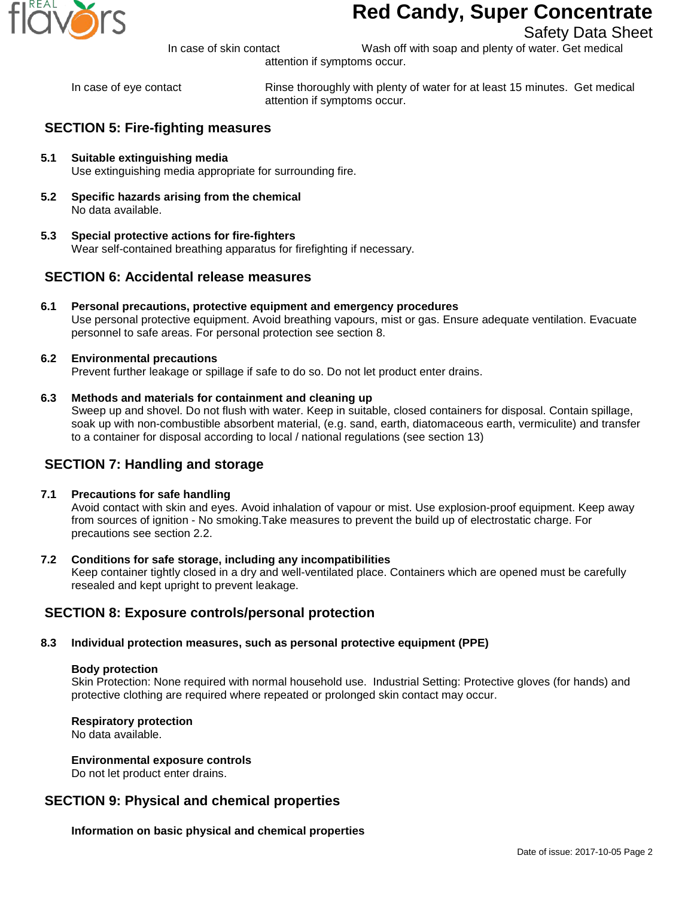In case of skin contact — Wash off with soap and plenty of water. Get medical attention if symptoms occur.

In case of eye contact — Rinse thoroughly with plenty of water for at least 15 minutes. Get medical attention if symptoms occur.

## SECTION 5: Fire-fighting measures

**5.1 Suitable extinguishing media**
Use extinguishing media appropriate for surrounding fire.

**5.2 Specific hazards arising from the chemical**
No data available.

**5.3 Special protective actions for fire-fighters**
Wear self-contained breathing apparatus for firefighting if necessary.

## SECTION 6: Accidental release measures

**6.1 Personal precautions, protective equipment and emergency procedures**
Use personal protective equipment. Avoid breathing vapours, mist or gas. Ensure adequate ventilation. Evacuate personnel to safe areas. For personal protection see section 8.

**6.2 Environmental precautions**
Prevent further leakage or spillage if safe to do so. Do not let product enter drains.

**6.3 Methods and materials for containment and cleaning up**
Sweep up and shovel. Do not flush with water. Keep in suitable, closed containers for disposal. Contain spillage, soak up with non-combustible absorbent material, (e.g. sand, earth, diatomaceous earth, vermiculite) and transfer to a container for disposal according to local / national regulations (see section 13)

## SECTION 7: Handling and storage

**7.1 Precautions for safe handling**
Avoid contact with skin and eyes. Avoid inhalation of vapour or mist. Use explosion-proof equipment. Keep away from sources of ignition - No smoking.Take measures to prevent the build up of electrostatic charge. For precautions see section 2.2.

**7.2 Conditions for safe storage, including any incompatibilities**
Keep container tightly closed in a dry and well-ventilated place. Containers which are opened must be carefully resealed and kept upright to prevent leakage.

## SECTION 8: Exposure controls/personal protection

**8.3 Individual protection measures, such as personal protective equipment (PPE)**

**Body protection**
Skin Protection: None required with normal household use. Industrial Setting: Protective gloves (for hands) and protective clothing are required where repeated or prolonged skin contact may occur.

**Respiratory protection**
No data available.

**Environmental exposure controls**
Do not let product enter drains.

## SECTION 9: Physical and chemical properties

**Information on basic physical and chemical properties**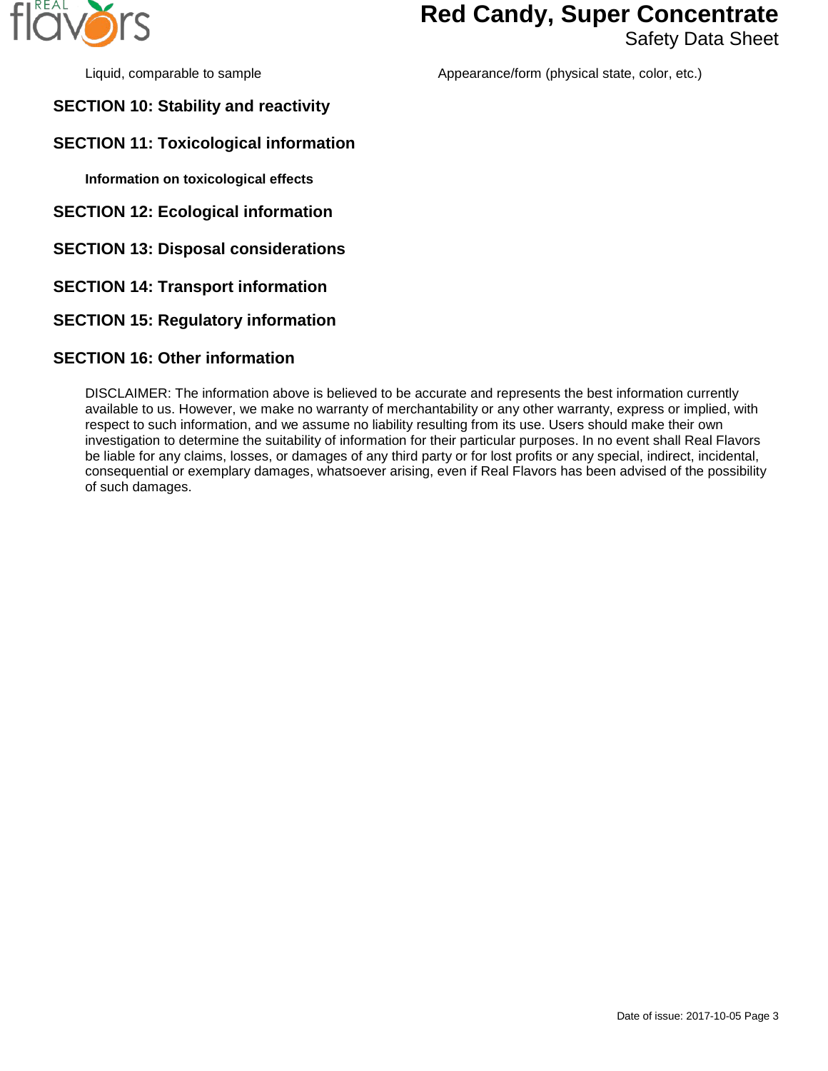| | |
|---|---|
| Liquid, comparable to sample | Appearance/form (physical state, color, etc.) |

## SECTION 10: Stability and reactivity

## SECTION 11: Toxicological information

**Information on toxicological effects**

## SECTION 12: Ecological information

## SECTION 13: Disposal considerations

## SECTION 14: Transport information

## SECTION 15: Regulatory information

## SECTION 16: Other information

DISCLAIMER: The information above is believed to be accurate and represents the best information currently available to us. However, we make no warranty of merchantability or any other warranty, express or implied, with respect to such information, and we assume no liability resulting from its use. Users should make their own investigation to determine the suitability of information for their particular purposes. In no event shall Real Flavors be liable for any claims, losses, or damages of any third party or for lost profits or any special, indirect, incidental, consequential or exemplary damages, whatsoever arising, even if Real Flavors has been advised of the possibility of such damages.